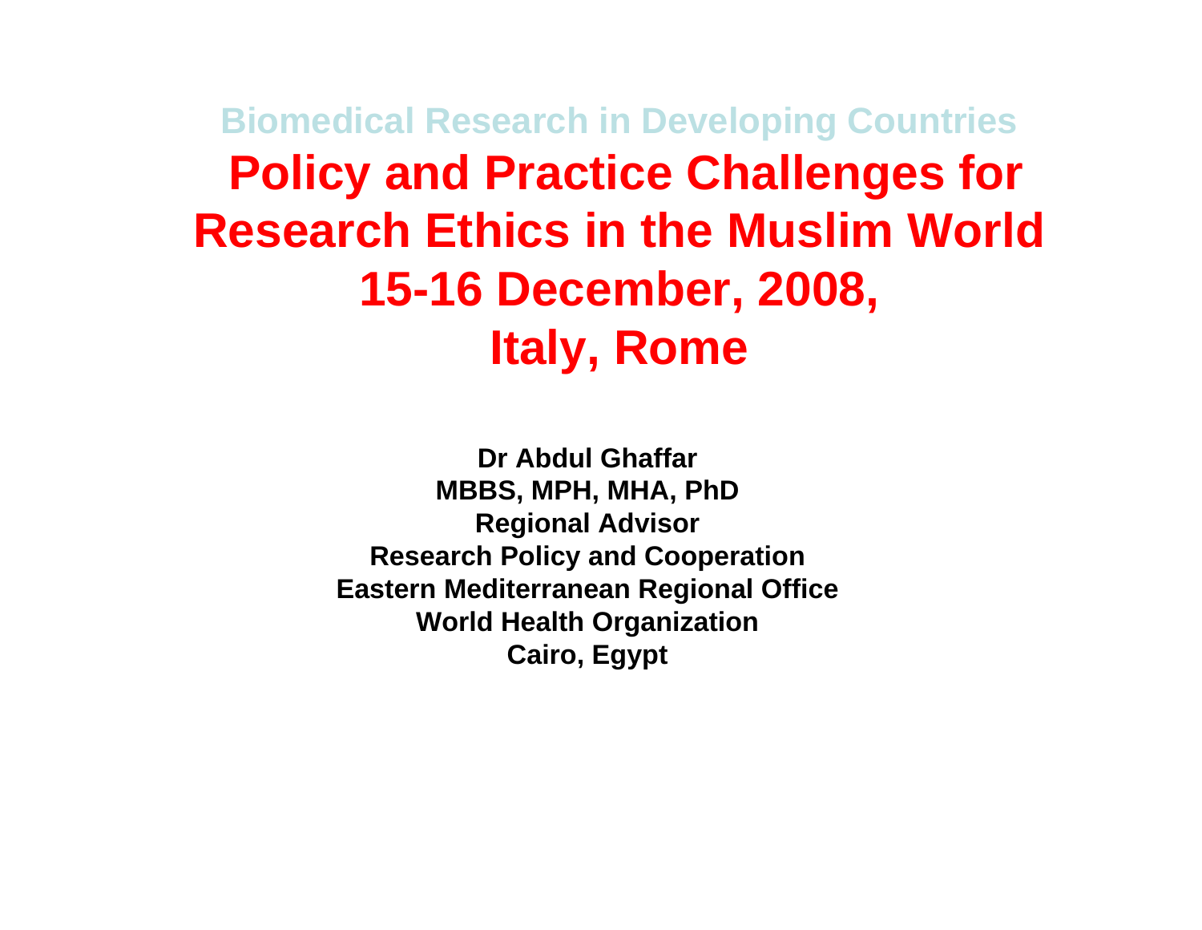Biomedical Research in Developing Countries

# Policy and Practice Challenges for Research Ethics in the Muslim World 15-16 December, 2008, Italy, Rome

**Dr Abdul Ghaffar**
**MBBS, MPH, MHA, PhD**
**Regional Advisor**
**Research Policy and Cooperation**
**Eastern Mediterranean Regional Office**
**World Health Organization**
**Cairo, Egypt**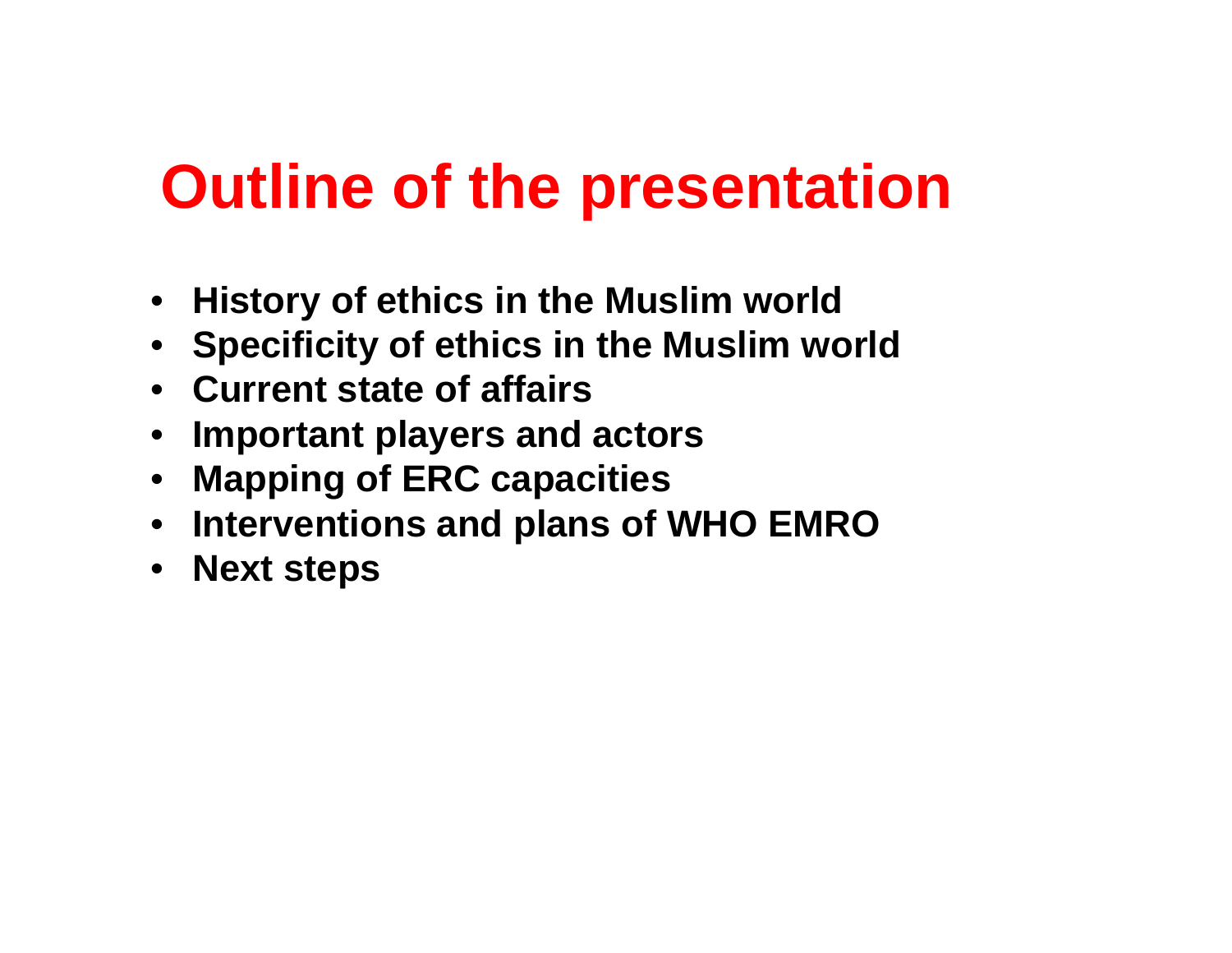# Outline of the presentation

- **History of ethics in the Muslim world**
- **Specificity of ethics in the Muslim world**
- **Current state of affairs**
- **Important players and actors**
- **Mapping of ERC capacities**
- **Interventions and plans of WHO EMRO**
- **Next steps**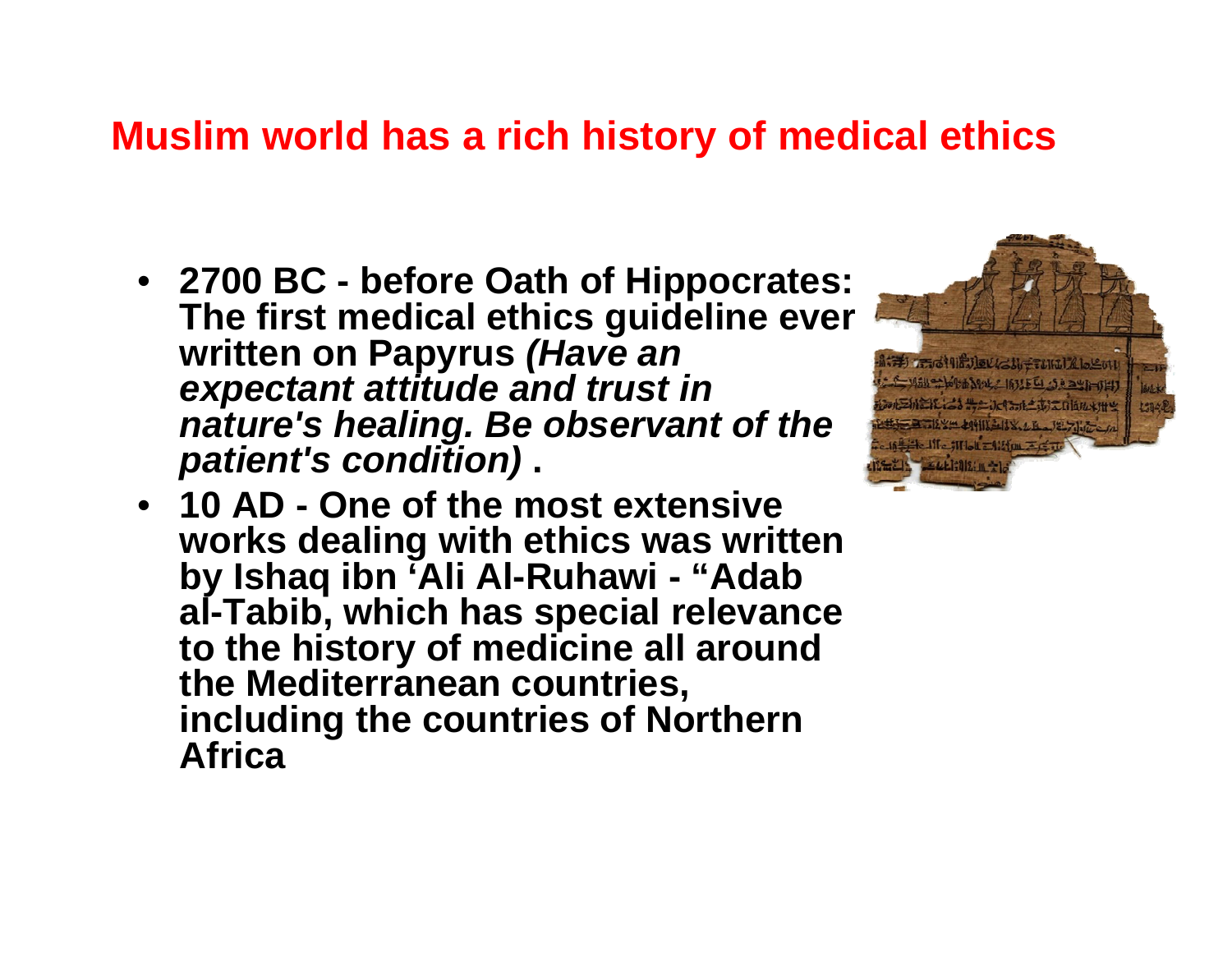## Muslim world has a rich history of medical ethics

- **2700 BC - before Oath of Hippocrates: The first medical ethics guideline ever written on Papyrus *(Have an expectant attitude and trust in nature's healing. Be observant of the patient's condition)* .**
- **10 AD - One of the most extensive works dealing with ethics was written by Ishaq ibn ʻAli Al-Ruhawi - "Adab al-Tabib, which has special relevance to the history of medicine all around the Mediterranean countries, including the countries of Northern Africa**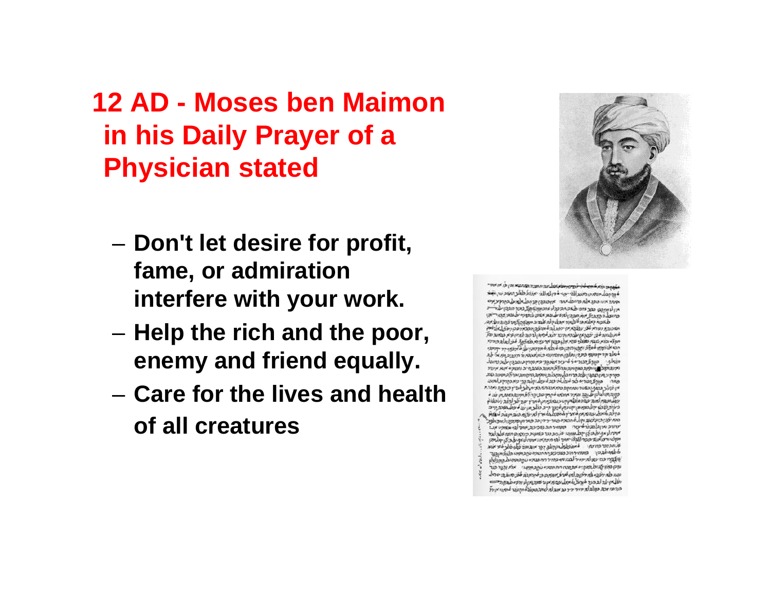## 12 AD - Moses ben Maimon in his Daily Prayer of a Physician stated

- Don't let desire for profit, fame, or admiration interfere with your work.
- Help the rich and the poor, enemy and friend equally.
- Care for the lives and health of all creatures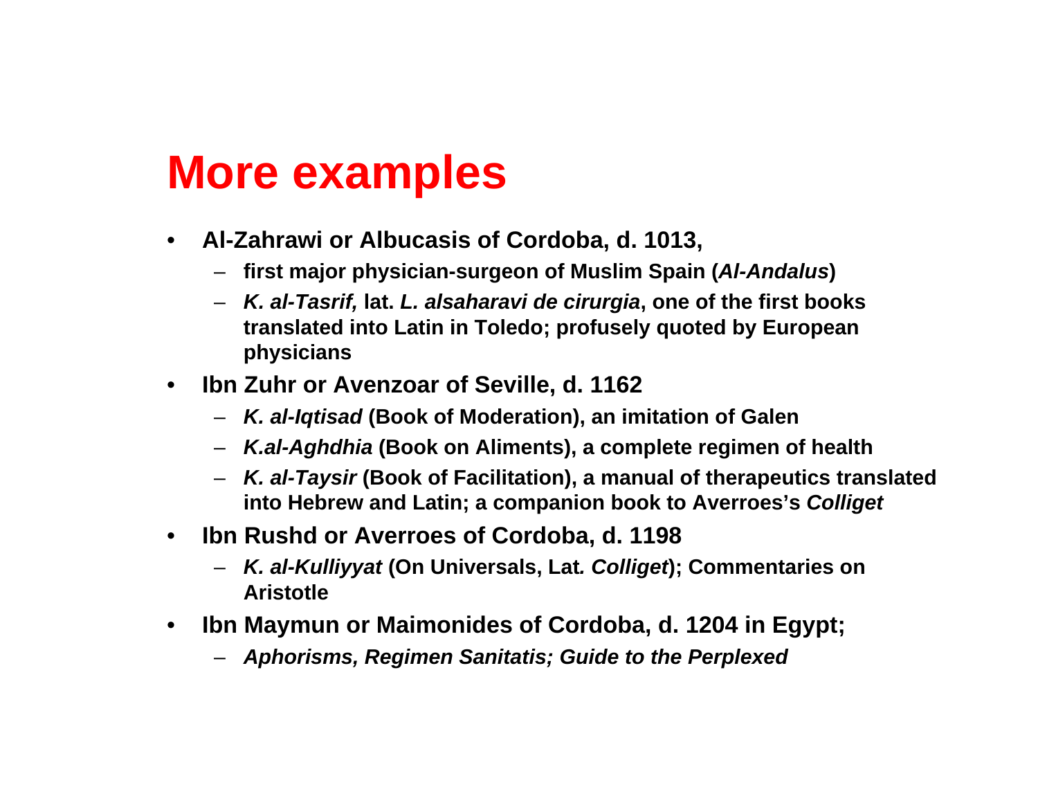# More examples

- **Al-Zahrawi or Albucasis of Cordoba, d. 1013,**
  - **first major physician-surgeon of Muslim Spain (*Al-Andalus*)**
  - ***K. al-Tasrif,* lat. *L. alsaharavi de cirurgia*, one of the first books translated into Latin in Toledo; profusely quoted by European physicians**
- **Ibn Zuhr or Avenzoar of Seville, d. 1162**
  - ***K. al-Iqtisad* (Book of Moderation), an imitation of Galen**
  - ***K.al-Aghdhia* (Book on Aliments), a complete regimen of health**
  - ***K. al-Taysir* (Book of Facilitation), a manual of therapeutics translated into Hebrew and Latin; a companion book to Averroes's *Colliget***
- **Ibn Rushd or Averroes of Cordoba, d. 1198**
  - ***K. al-Kulliyyat* (On Universals, Lat*. Colliget*); Commentaries on Aristotle**
- **Ibn Maymun or Maimonides of Cordoba, d. 1204 in Egypt;**
  - ***Aphorisms, Regimen Sanitatis; Guide to the Perplexed***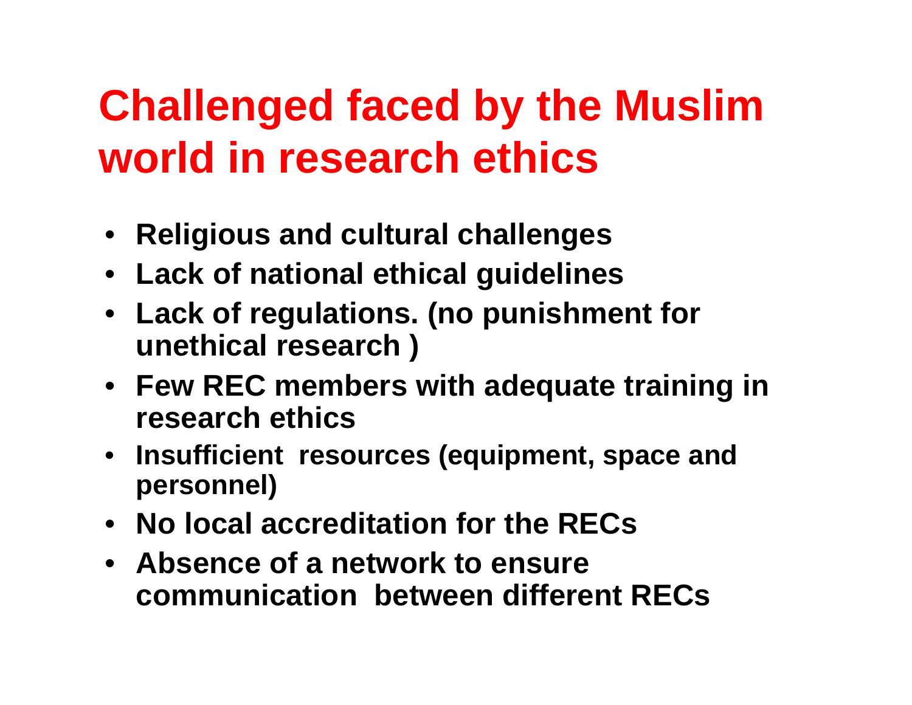# Challenged faced by the Muslim world in research ethics

- **Religious and cultural challenges**
- **Lack of national ethical guidelines**
- **Lack of regulations. (no punishment for unethical research )**
- **Few REC members with adequate training in research ethics**
- **Insufficient resources (equipment, space and personnel)**
- **No local accreditation for the RECs**
- **Absence of a network to ensure communication between different RECs**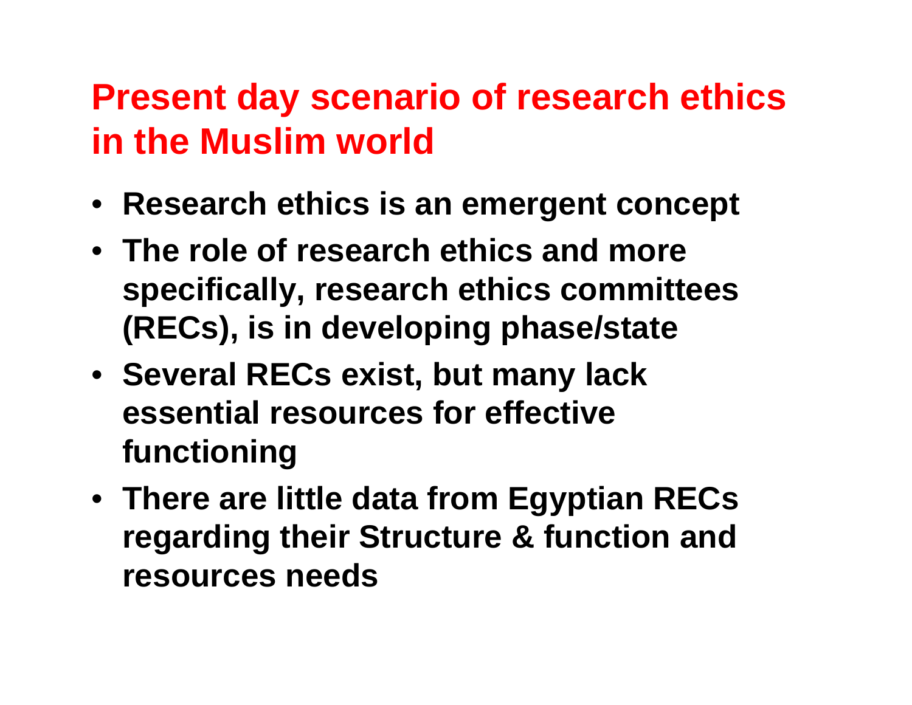# Present day scenario of research ethics in the Muslim world

- **Research ethics is an emergent concept**
- **The role of research ethics and more specifically, research ethics committees (RECs), is in developing phase/state**
- **Several RECs exist, but many lack essential resources for effective functioning**
- **There are little data from Egyptian RECs regarding their Structure & function and resources needs**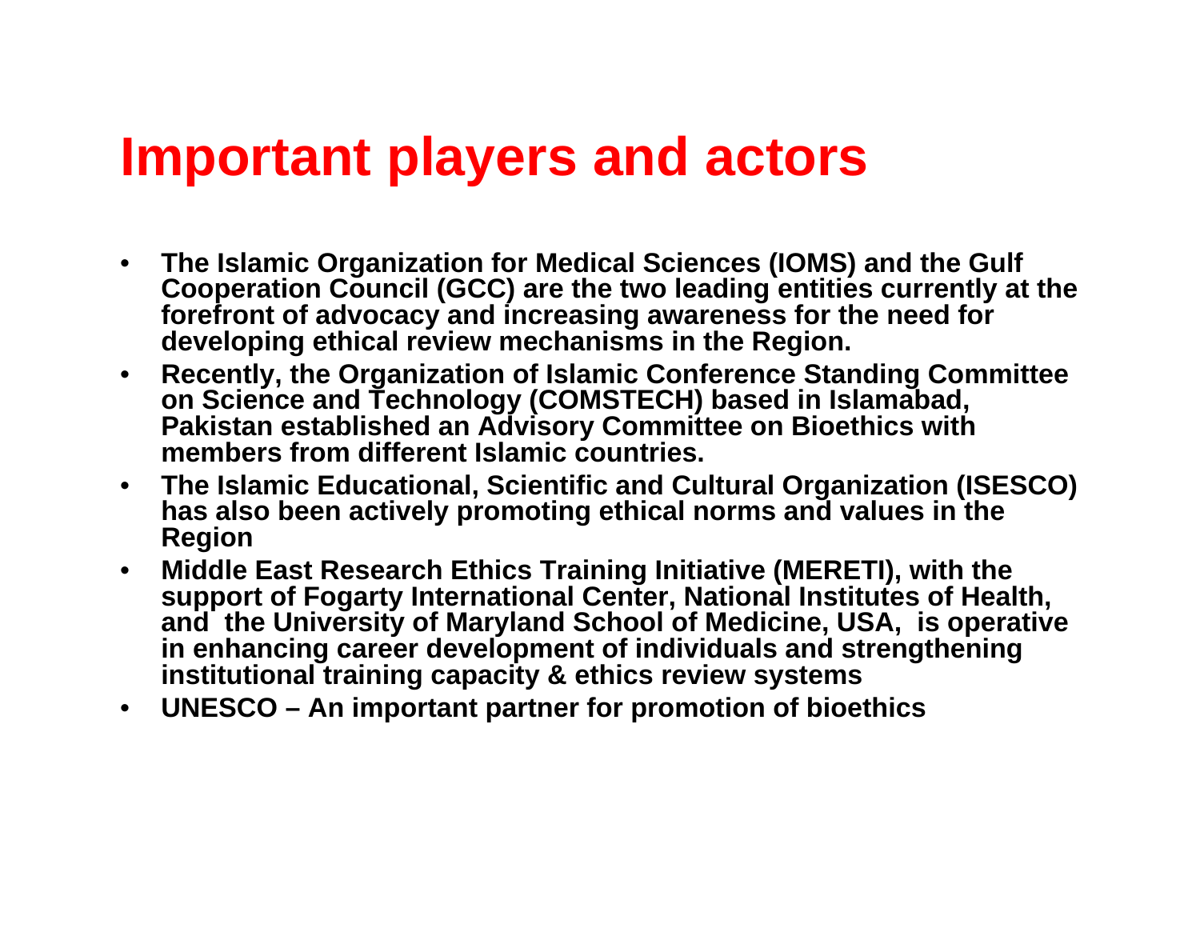# Important players and actors

- **The Islamic Organization for Medical Sciences (IOMS) and the Gulf Cooperation Council (GCC) are the two leading entities currently at the forefront of advocacy and increasing awareness for the need for developing ethical review mechanisms in the Region.**
- **Recently, the Organization of Islamic Conference Standing Committee on Science and Technology (COMSTECH) based in Islamabad, Pakistan established an Advisory Committee on Bioethics with members from different Islamic countries.**
- **The Islamic Educational, Scientific and Cultural Organization (ISESCO) has also been actively promoting ethical norms and values in the Region**
- **Middle East Research Ethics Training Initiative (MERETI), with the support of Fogarty International Center, National Institutes of Health, and the University of Maryland School of Medicine, USA, is operative in enhancing career development of individuals and strengthening institutional training capacity & ethics review systems**
- **UNESCO – An important partner for promotion of bioethics**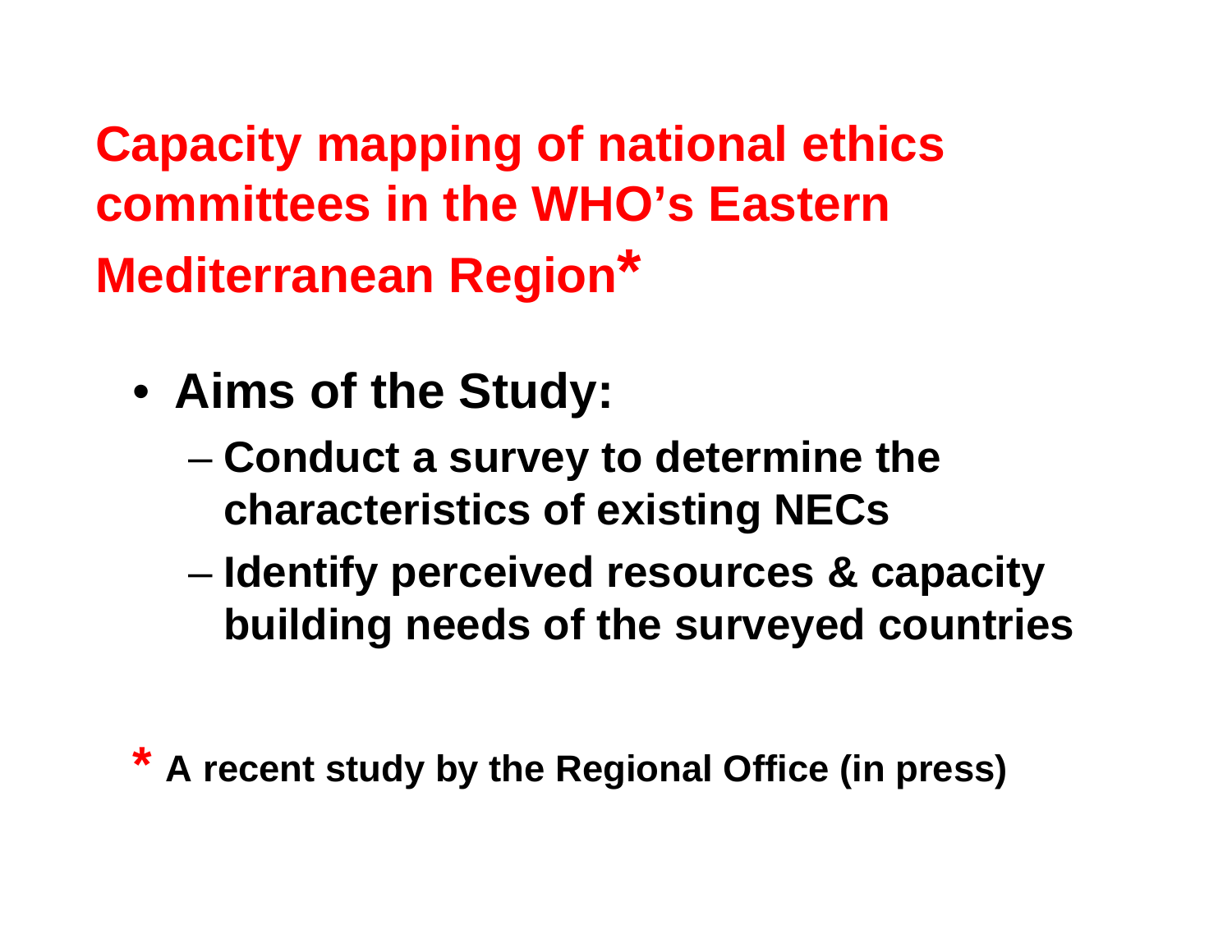# Capacity mapping of national ethics committees in the WHO's Eastern Mediterranean Region*

- **Aims of the Study:**
  - **Conduct a survey to determine the characteristics of existing NECs**
  - **Identify perceived resources & capacity building needs of the surveyed countries**

**\* A recent study by the Regional Office (in press)**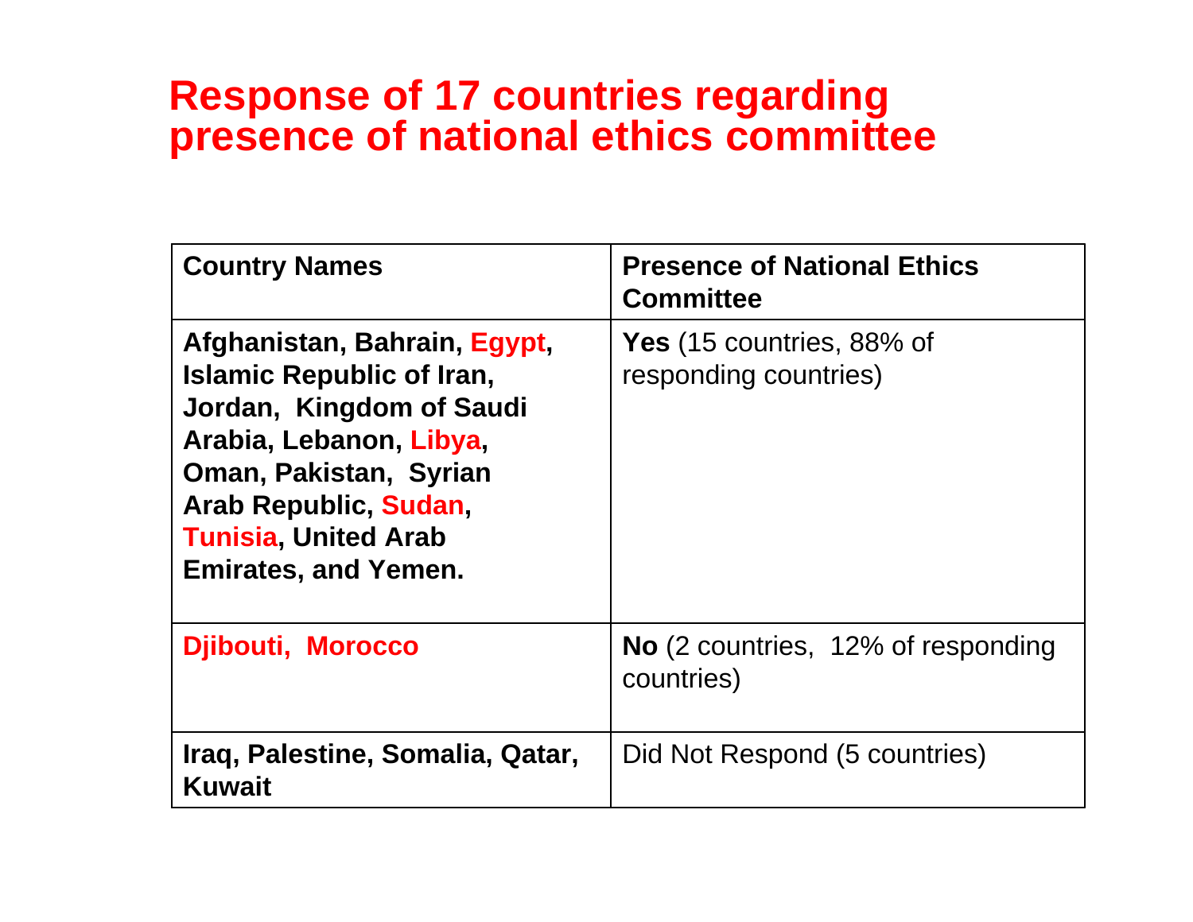# Response of 17 countries regarding presence of national ethics committee

| Country Names | Presence of National Ethics Committee |
|---|---|
| **Afghanistan, Bahrain, Egypt, Islamic Republic of Iran, Jordan, Kingdom of Saudi Arabia, Lebanon, Libya, Oman, Pakistan, Syrian Arab Republic, Sudan, Tunisia, United Arab Emirates, and Yemen.** | **Yes** (15 countries, 88% of responding countries) |
| **Djibouti, Morocco** | **No** (2 countries, 12% of responding countries) |
| **Iraq, Palestine, Somalia, Qatar, Kuwait** | Did Not Respond (5 countries) |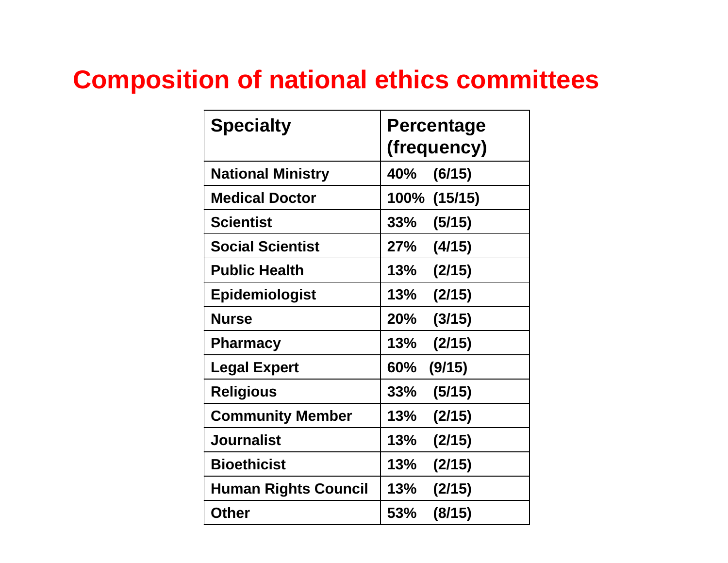# Composition of national ethics committees

| Specialty | Percentage (frequency) |
|---|---|
| National Ministry | 40% (6/15) |
| Medical Doctor | 100% (15/15) |
| Scientist | 33% (5/15) |
| Social Scientist | 27% (4/15) |
| Public Health | 13% (2/15) |
| Epidemiologist | 13% (2/15) |
| Nurse | 20% (3/15) |
| Pharmacy | 13% (2/15) |
| Legal Expert | 60% (9/15) |
| Religious | 33% (5/15) |
| Community Member | 13% (2/15) |
| Journalist | 13% (2/15) |
| Bioethicist | 13% (2/15) |
| Human Rights Council | 13% (2/15) |
| Other | 53% (8/15) |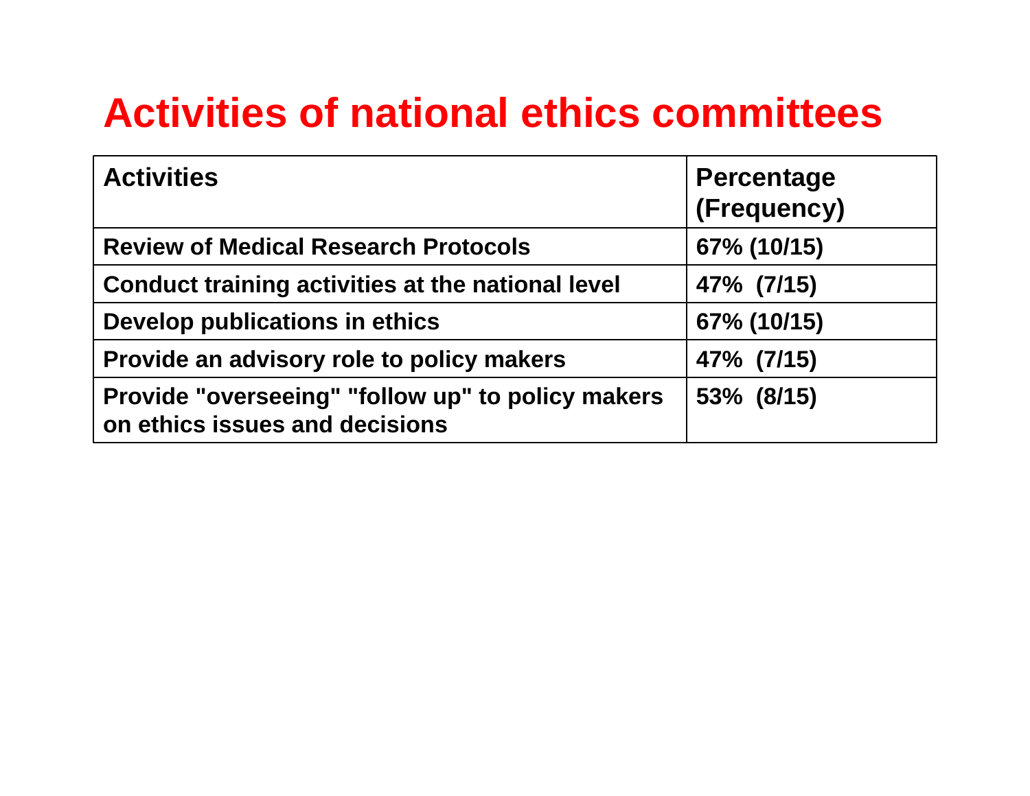# Activities of national ethics committees

| Activities | Percentage (Frequency) |
|---|---|
| Review of Medical Research Protocols | 67% (10/15) |
| Conduct training activities at the national level | 47% (7/15) |
| Develop publications in ethics | 67% (10/15) |
| Provide an advisory role to policy makers | 47% (7/15) |
| Provide "overseeing" "follow up" to policy makers on ethics issues and decisions | 53% (8/15) |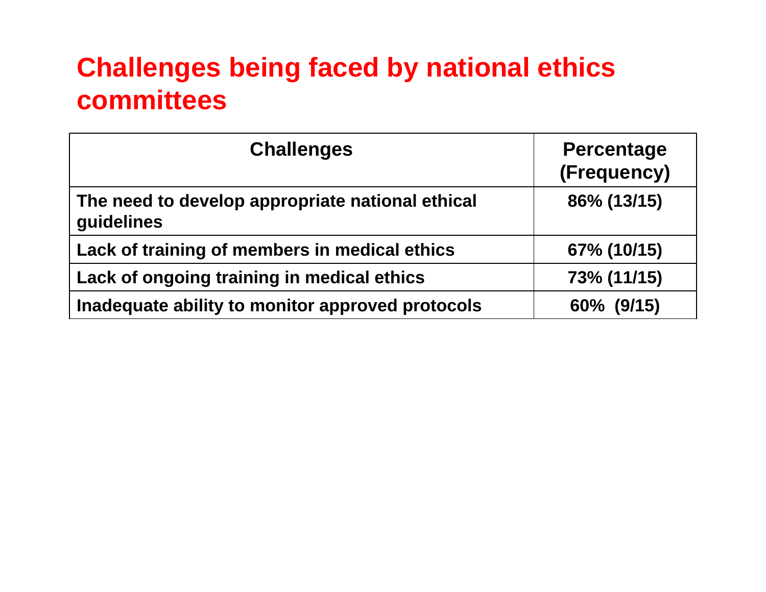# Challenges being faced by national ethics committees

| Challenges | Percentage (Frequency) |
|---|---|
| The need to develop appropriate national ethical guidelines | 86% (13/15) |
| Lack of training of members in medical ethics | 67% (10/15) |
| Lack of ongoing training in medical ethics | 73% (11/15) |
| Inadequate ability to monitor approved protocols | 60% (9/15) |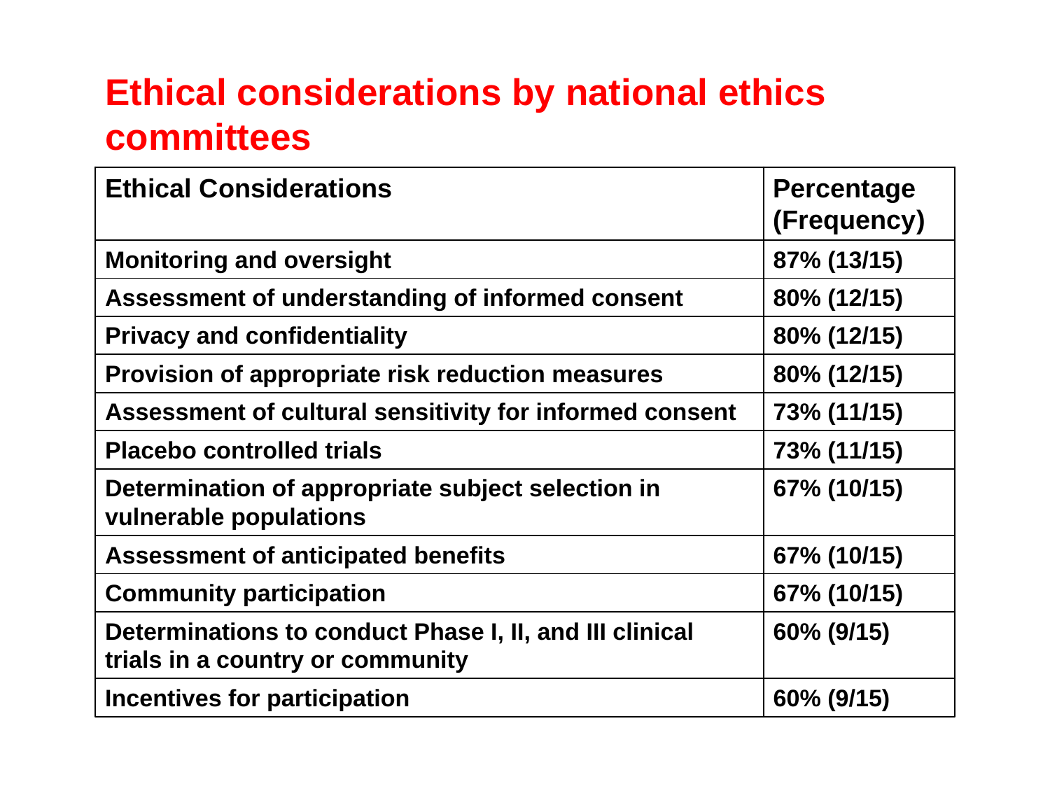# Ethical considerations by national ethics committees

| Ethical Considerations | Percentage (Frequency) |
|---|---|
| Monitoring and oversight | 87% (13/15) |
| Assessment of understanding of informed consent | 80% (12/15) |
| Privacy and confidentiality | 80% (12/15) |
| Provision of appropriate risk reduction measures | 80% (12/15) |
| Assessment of cultural sensitivity for informed consent | 73% (11/15) |
| Placebo controlled trials | 73% (11/15) |
| Determination of appropriate subject selection in vulnerable populations | 67% (10/15) |
| Assessment of anticipated benefits | 67% (10/15) |
| Community participation | 67% (10/15) |
| Determinations to conduct Phase I, II, and III clinical trials in a country or community | 60% (9/15) |
| Incentives for participation | 60% (9/15) |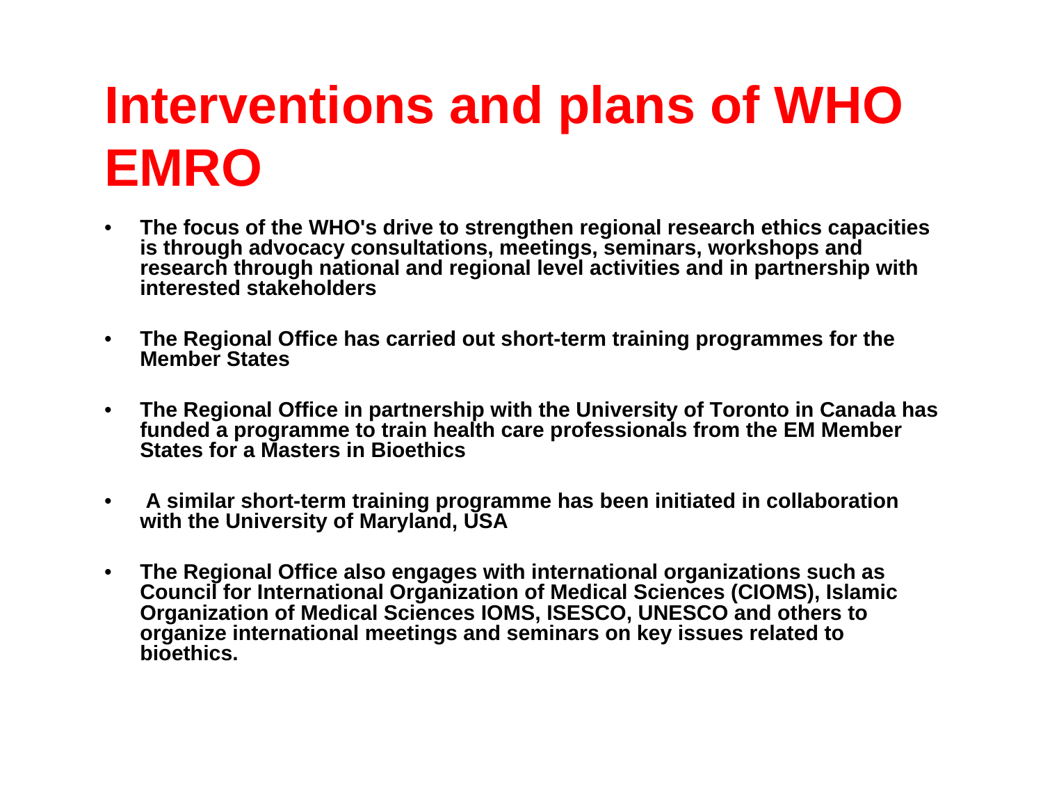# Interventions and plans of WHO EMRO

- **The focus of the WHO's drive to strengthen regional research ethics capacities is through advocacy consultations, meetings, seminars, workshops and research through national and regional level activities and in partnership with interested stakeholders**

- **The Regional Office has carried out short-term training programmes for the Member States**

- **The Regional Office in partnership with the University of Toronto in Canada has funded a programme to train health care professionals from the EM Member States for a Masters in Bioethics**

- **A similar short-term training programme has been initiated in collaboration with the University of Maryland, USA**

- **The Regional Office also engages with international organizations such as Council for International Organization of Medical Sciences (CIOMS), Islamic Organization of Medical Sciences IOMS, ISESCO, UNESCO and others to organize international meetings and seminars on key issues related to bioethics.**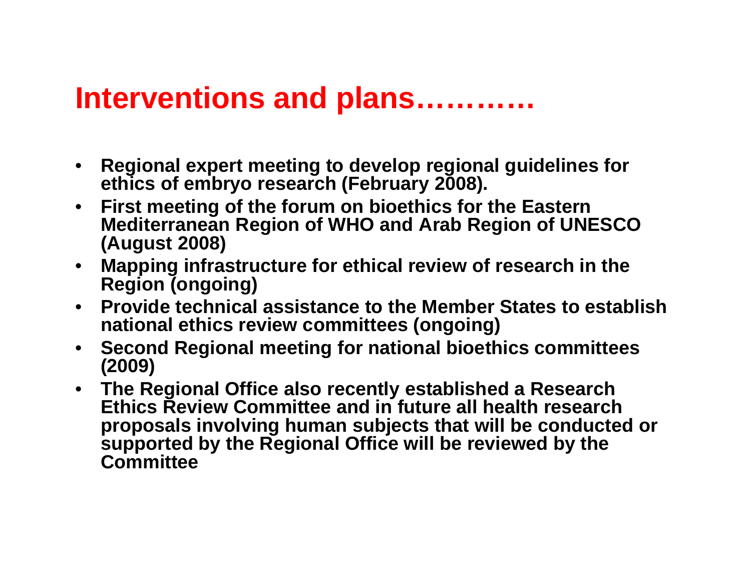# Interventions and plans…………

- **Regional expert meeting to develop regional guidelines for ethics of embryo research (February 2008).**
- **First meeting of the forum on bioethics for the Eastern Mediterranean Region of WHO and Arab Region of UNESCO (August 2008)**
- **Mapping infrastructure for ethical review of research in the Region (ongoing)**
- **Provide technical assistance to the Member States to establish national ethics review committees (ongoing)**
- **Second Regional meeting for national bioethics committees (2009)**
- **The Regional Office also recently established a Research Ethics Review Committee and in future all health research proposals involving human subjects that will be conducted or supported by the Regional Office will be reviewed by the Committee**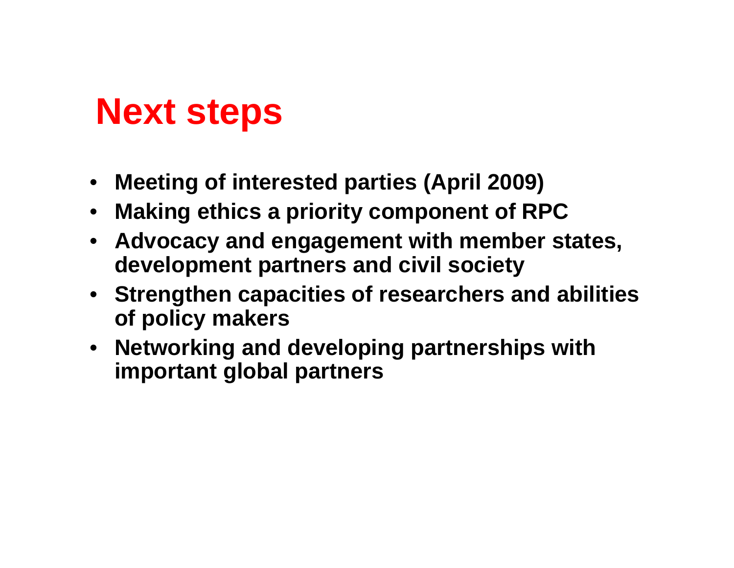# Next steps

- **Meeting of interested parties (April 2009)**
- **Making ethics a priority component of RPC**
- **Advocacy and engagement with member states, development partners and civil society**
- **Strengthen capacities of researchers and abilities of policy makers**
- **Networking and developing partnerships with important global partners**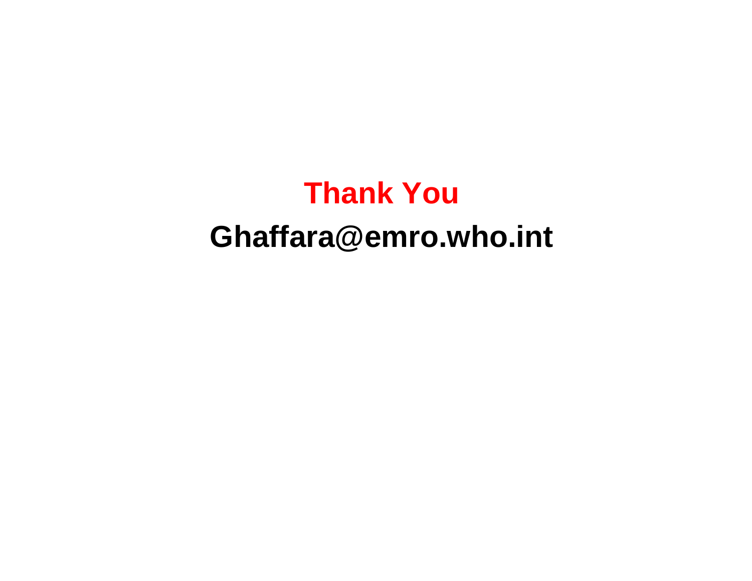**Thank You**

**Ghaffara@emro.who.int**